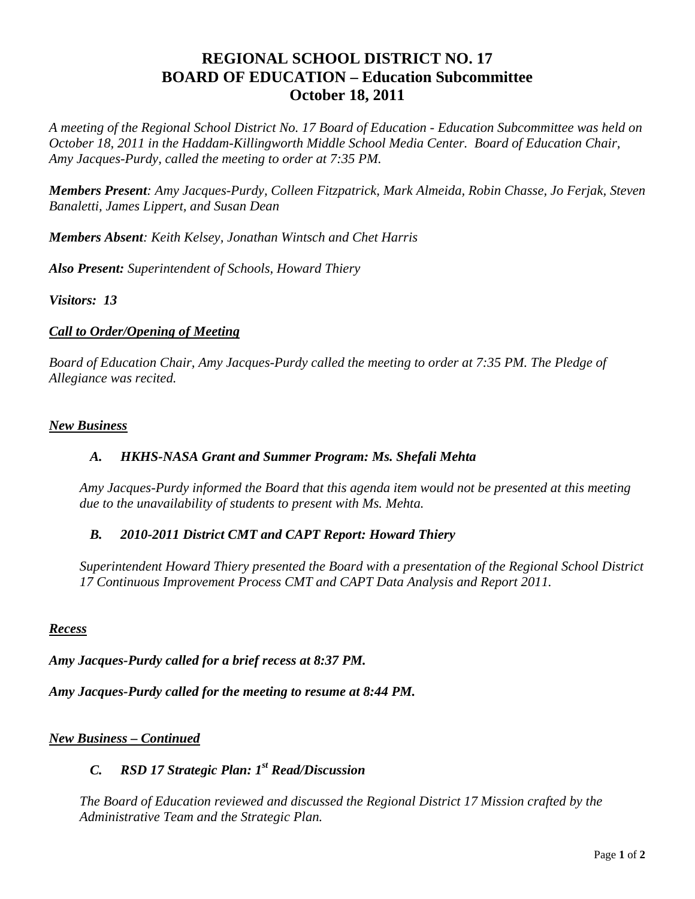# REGIONAL SCHOOL DISTRICT NO. 17
# BOARD OF EDUCATION – Education Subcommittee
# October 18, 2011

*A meeting of the Regional School District No. 17 Board of Education - Education Subcommittee was held on October 18, 2011 in the Haddam-Killingworth Middle School Media Center. Board of Education Chair, Amy Jacques-Purdy, called the meeting to order at 7:35 PM.*

***Members Present**: Amy Jacques-Purdy, Colleen Fitzpatrick, Mark Almeida, Robin Chasse, Jo Ferjak, Steven Banaletti, James Lippert, and Susan Dean*

***Members Absent**: Keith Kelsey, Jonathan Wintsch and Chet Harris*

***Also Present:** Superintendent of Schools, Howard Thiery*

***Visitors: 13***

***Call to Order/Opening of Meeting***

*Board of Education Chair, Amy Jacques-Purdy called the meeting to order at 7:35 PM. The Pledge of Allegiance was recited.*

***New Business***

***A. HKHS-NASA Grant and Summer Program: Ms. Shefali Mehta***

*Amy Jacques-Purdy informed the Board that this agenda item would not be presented at this meeting due to the unavailability of students to present with Ms. Mehta.*

***B. 2010-2011 District CMT and CAPT Report: Howard Thiery***

*Superintendent Howard Thiery presented the Board with a presentation of the Regional School District 17 Continuous Improvement Process CMT and CAPT Data Analysis and Report 2011.*

***Recess***

***Amy Jacques-Purdy called for a brief recess at 8:37 PM.***

***Amy Jacques-Purdy called for the meeting to resume at 8:44 PM.***

***New Business – Continued***

***C. RSD 17 Strategic Plan: 1st Read/Discussion***

*The Board of Education reviewed and discussed the Regional District 17 Mission crafted by the Administrative Team and the Strategic Plan.*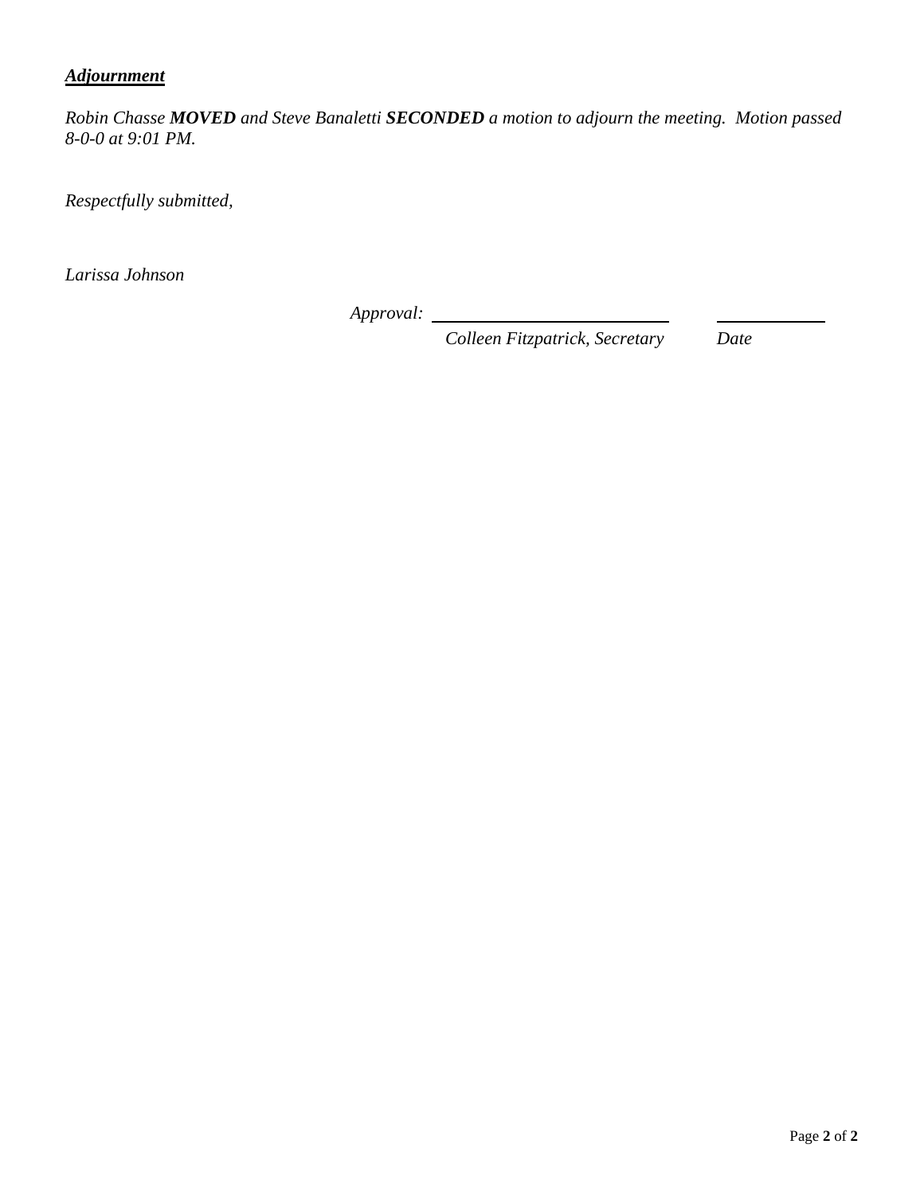***Adjournment***

*Robin Chasse **MOVED** and Steve Banaletti **SECONDED** a motion to adjourn the meeting. Motion passed 8-0-0 at 9:01 PM.*

*Respectfully submitted,*

*Larissa Johnson*

*Approval:* \_\_\_\_\_\_\_\_\_\_\_\_\_\_\_\_\_\_\_\_\_\_\_\_\_\_\_ \_\_\_\_\_\_\_\_\_\_\_\_

*Colleen Fitzpatrick, Secretary* *Date*